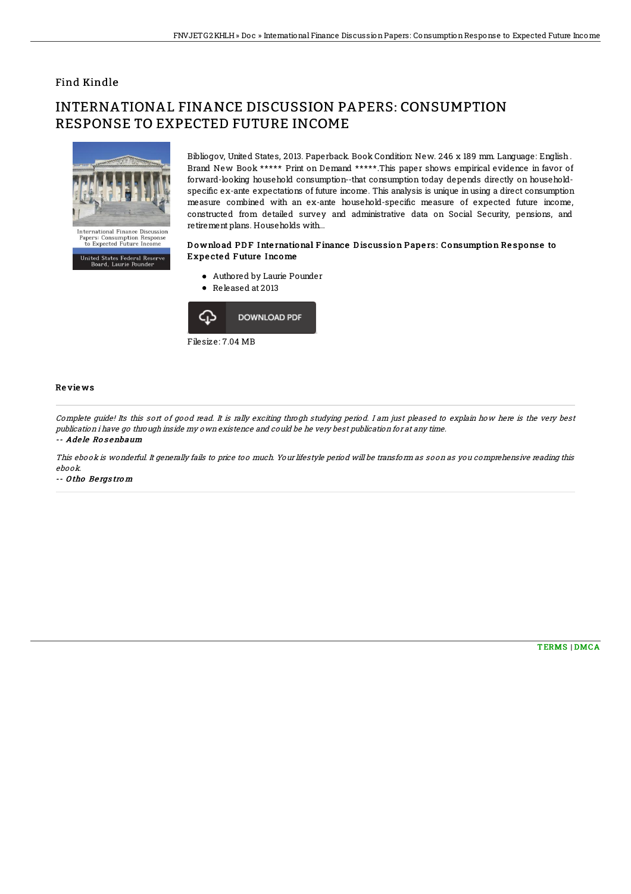# Find Kindle

# INTERNATIONAL FINANCE DISCUSSION PAPERS: CONSUMPTION RESPONSE TO EXPECTED FUTURE INCOME

Bibliogov, United States, 2013. Paperback. Book Condition: New. 246 x 189 mm. Language: English . Brand New Book ***** Print on Demand *****.This paper shows empirical evidence in favor of forward-looking household consumption--that consumption today depends directly on household-specific ex-ante expectations of future income. This analysis is unique in using a direct consumption measure combined with an ex-ante household-specific measure of expected future income, constructed from detailed survey and administrative data on Social Security, pensions, and retirement plans. Households with...

### Download PDF International Finance Discussion Papers: Consumption Response to Expected Future Income

- Authored by Laurie Pounder
- Released at 2013

DOWNLOAD PDF

Filesize: 7.04 MB

## Reviews

*Complete guide! Its this sort of good read. It is rally exciting throgh studying period. I am just pleased to explain how here is the very best publication i have go through inside my own existence and could be he very best publication for at any time.*

*-- Adele Rosenbaum*

*This ebook is wonderful. It generally fails to price too much. Your lifestyle period will be transform as soon as you comprehensive reading this ebook.*

*-- Otho Bergstrom*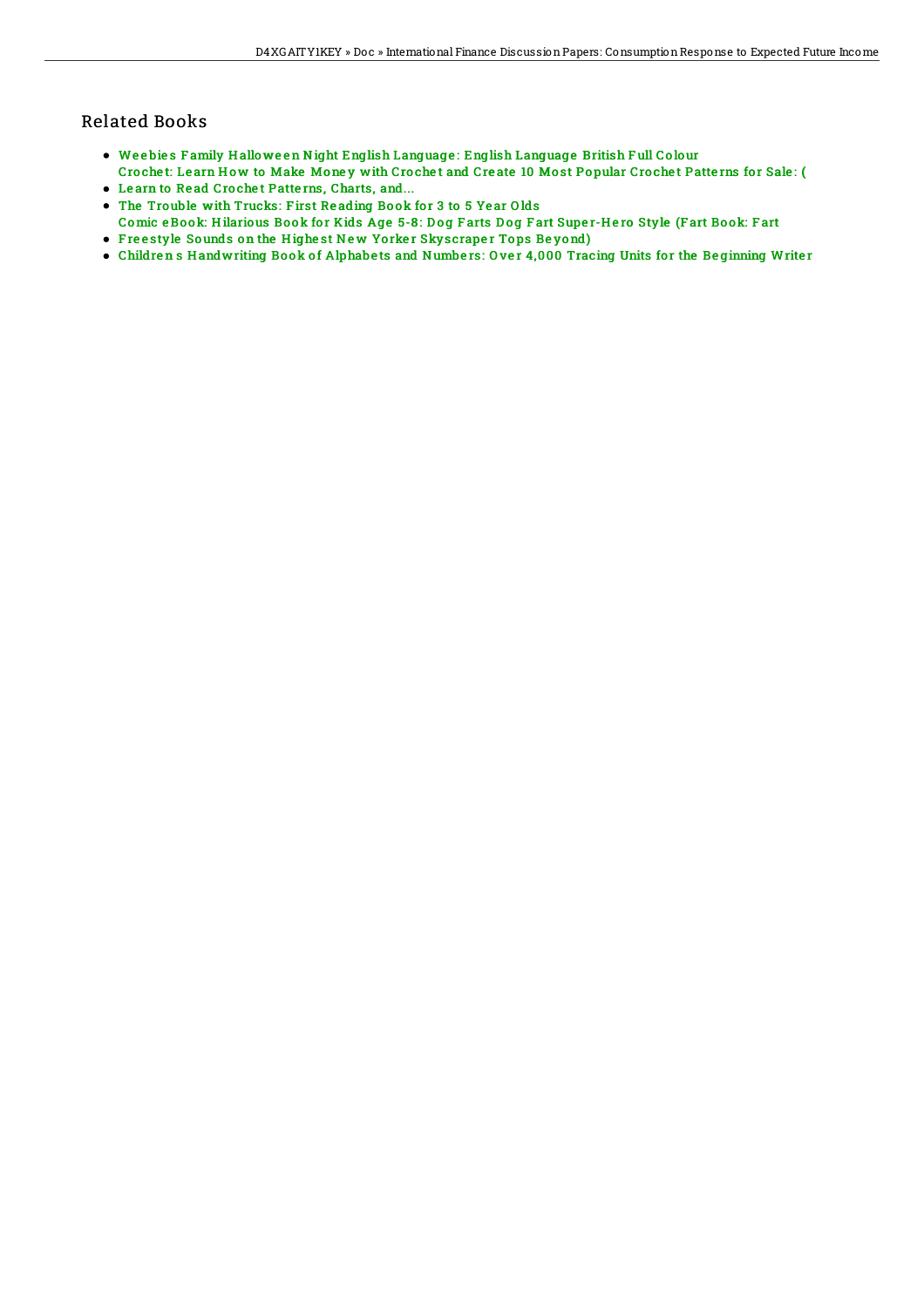## Related Books

- Weebies Family Halloween Night English Language: English Language British Full Colour
  Crochet: Learn How to Make Money with Crochet and Create 10 Most Popular Crochet Patterns for Sale: (
- Learn to Read Crochet Patterns, Charts, and...
- The Trouble with Trucks: First Reading Book for 3 to 5 Year Olds
  Comic eBook: Hilarious Book for Kids Age 5-8: Dog Farts Dog Fart Super-Hero Style (Fart Book: Fart
- Freestyle Sounds on the Highest New Yorker Skyscraper Tops Beyond)
- Children s Handwriting Book of Alphabets and Numbers: Over 4,000 Tracing Units for the Beginning Writer